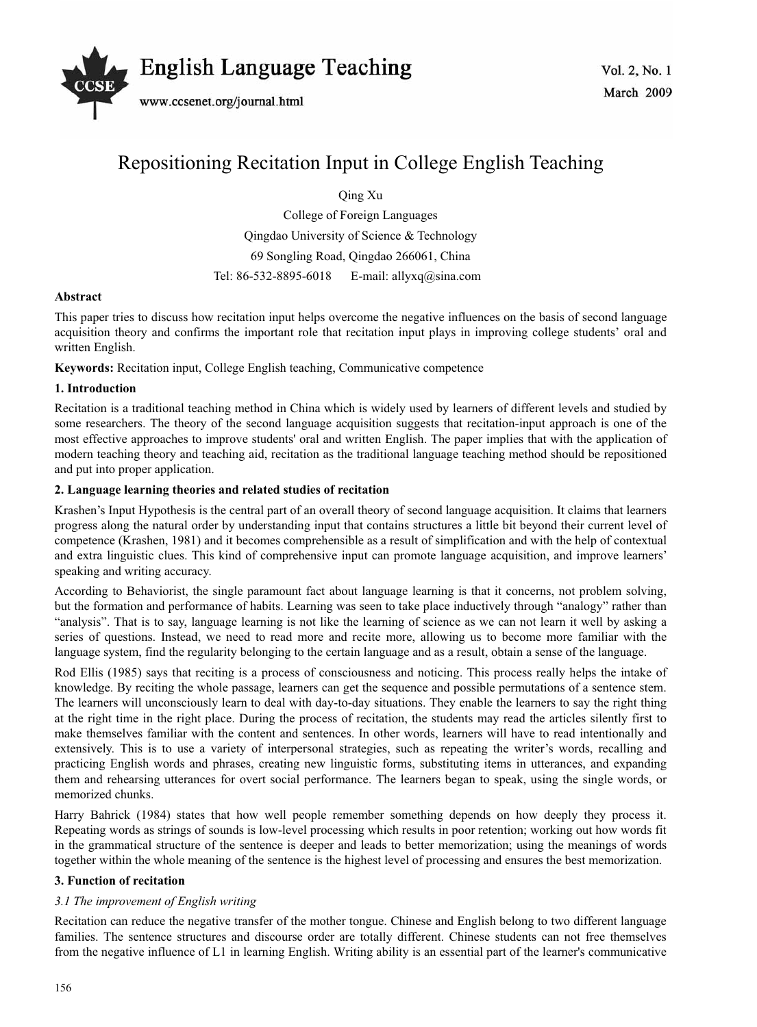# Repositioning Recitation Input in College English Teaching

Qing Xu

College of Foreign Languages

Qingdao University of Science & Technology

69 Songling Road, Qingdao 266061, China

Tel: 86-532-8895-6018 E-mail: allyxq@sina.com

**Abstract**

This paper tries to discuss how recitation input helps overcome the negative influences on the basis of second language acquisition theory and confirms the important role that recitation input plays in improving college students' oral and written English.

**Keywords:** Recitation input, College English teaching, Communicative competence

## 1. Introduction

Recitation is a traditional teaching method in China which is widely used by learners of different levels and studied by some researchers. The theory of the second language acquisition suggests that recitation-input approach is one of the most effective approaches to improve students' oral and written English. The paper implies that with the application of modern teaching theory and teaching aid, recitation as the traditional language teaching method should be repositioned and put into proper application.

## 2. Language learning theories and related studies of recitation

Krashen's Input Hypothesis is the central part of an overall theory of second language acquisition. It claims that learners progress along the natural order by understanding input that contains structures a little bit beyond their current level of competence (Krashen, 1981) and it becomes comprehensible as a result of simplification and with the help of contextual and extra linguistic clues. This kind of comprehensive input can promote language acquisition, and improve learners' speaking and writing accuracy.

According to Behaviorist, the single paramount fact about language learning is that it concerns, not problem solving, but the formation and performance of habits. Learning was seen to take place inductively through "analogy" rather than "analysis". That is to say, language learning is not like the learning of science as we can not learn it well by asking a series of questions. Instead, we need to read more and recite more, allowing us to become more familiar with the language system, find the regularity belonging to the certain language and as a result, obtain a sense of the language.

Rod Ellis (1985) says that reciting is a process of consciousness and noticing. This process really helps the intake of knowledge. By reciting the whole passage, learners can get the sequence and possible permutations of a sentence stem. The learners will unconsciously learn to deal with day-to-day situations. They enable the learners to say the right thing at the right time in the right place. During the process of recitation, the students may read the articles silently first to make themselves familiar with the content and sentences. In other words, learners will have to read intentionally and extensively. This is to use a variety of interpersonal strategies, such as repeating the writer's words, recalling and practicing English words and phrases, creating new linguistic forms, substituting items in utterances, and expanding them and rehearsing utterances for overt social performance. The learners began to speak, using the single words, or memorized chunks.

Harry Bahrick (1984) states that how well people remember something depends on how deeply they process it. Repeating words as strings of sounds is low-level processing which results in poor retention; working out how words fit in the grammatical structure of the sentence is deeper and leads to better memorization; using the meanings of words together within the whole meaning of the sentence is the highest level of processing and ensures the best memorization.

## 3. Function of recitation

### *3.1 The improvement of English writing*

Recitation can reduce the negative transfer of the mother tongue. Chinese and English belong to two different language families. The sentence structures and discourse order are totally different. Chinese students can not free themselves from the negative influence of L1 in learning English. Writing ability is an essential part of the learner's communicative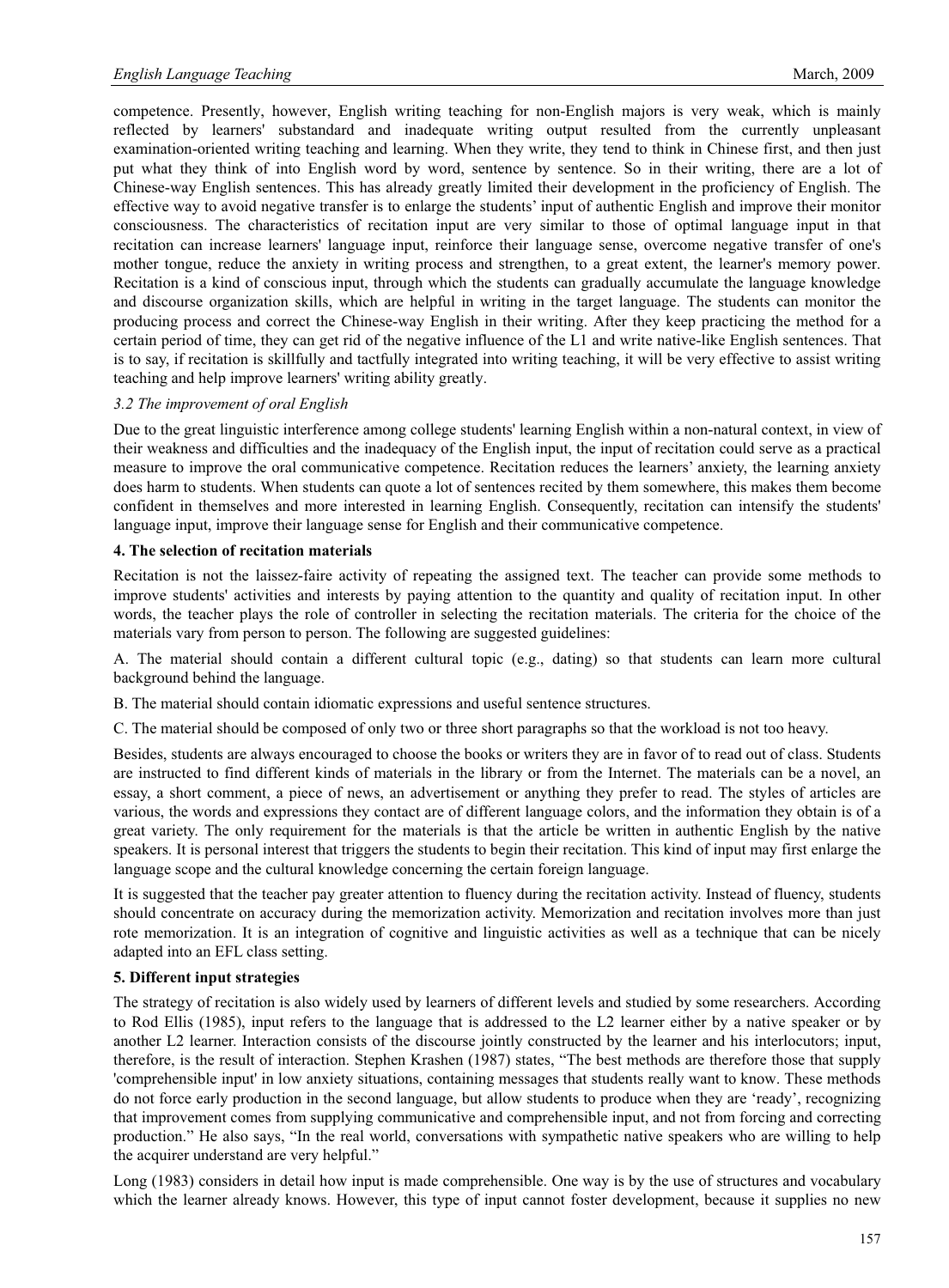competence. Presently, however, English writing teaching for non-English majors is very weak, which is mainly reflected by learners' substandard and inadequate writing output resulted from the currently unpleasant examination-oriented writing teaching and learning. When they write, they tend to think in Chinese first, and then just put what they think of into English word by word, sentence by sentence. So in their writing, there are a lot of Chinese-way English sentences. This has already greatly limited their development in the proficiency of English. The effective way to avoid negative transfer is to enlarge the students' input of authentic English and improve their monitor consciousness. The characteristics of recitation input are very similar to those of optimal language input in that recitation can increase learners' language input, reinforce their language sense, overcome negative transfer of one's mother tongue, reduce the anxiety in writing process and strengthen, to a great extent, the learner's memory power. Recitation is a kind of conscious input, through which the students can gradually accumulate the language knowledge and discourse organization skills, which are helpful in writing in the target language. The students can monitor the producing process and correct the Chinese-way English in their writing. After they keep practicing the method for a certain period of time, they can get rid of the negative influence of the L1 and write native-like English sentences. That is to say, if recitation is skillfully and tactfully integrated into writing teaching, it will be very effective to assist writing teaching and help improve learners' writing ability greatly.

### *3.2 The improvement of oral English*

Due to the great linguistic interference among college students' learning English within a non-natural context, in view of their weakness and difficulties and the inadequacy of the English input, the input of recitation could serve as a practical measure to improve the oral communicative competence. Recitation reduces the learners' anxiety, the learning anxiety does harm to students. When students can quote a lot of sentences recited by them somewhere, this makes them become confident in themselves and more interested in learning English. Consequently, recitation can intensify the students' language input, improve their language sense for English and their communicative competence.

## **4. The selection of recitation materials**

Recitation is not the laissez-faire activity of repeating the assigned text. The teacher can provide some methods to improve students' activities and interests by paying attention to the quantity and quality of recitation input. In other words, the teacher plays the role of controller in selecting the recitation materials. The criteria for the choice of the materials vary from person to person. The following are suggested guidelines:

A. The material should contain a different cultural topic (e.g., dating) so that students can learn more cultural background behind the language.

B. The material should contain idiomatic expressions and useful sentence structures.

C. The material should be composed of only two or three short paragraphs so that the workload is not too heavy.

Besides, students are always encouraged to choose the books or writers they are in favor of to read out of class. Students are instructed to find different kinds of materials in the library or from the Internet. The materials can be a novel, an essay, a short comment, a piece of news, an advertisement or anything they prefer to read. The styles of articles are various, the words and expressions they contact are of different language colors, and the information they obtain is of a great variety. The only requirement for the materials is that the article be written in authentic English by the native speakers. It is personal interest that triggers the students to begin their recitation. This kind of input may first enlarge the language scope and the cultural knowledge concerning the certain foreign language.

It is suggested that the teacher pay greater attention to fluency during the recitation activity. Instead of fluency, students should concentrate on accuracy during the memorization activity. Memorization and recitation involves more than just rote memorization. It is an integration of cognitive and linguistic activities as well as a technique that can be nicely adapted into an EFL class setting.

## **5. Different input strategies**

The strategy of recitation is also widely used by learners of different levels and studied by some researchers. According to Rod Ellis (1985), input refers to the language that is addressed to the L2 learner either by a native speaker or by another L2 learner. Interaction consists of the discourse jointly constructed by the learner and his interlocutors; input, therefore, is the result of interaction. Stephen Krashen (1987) states, "The best methods are therefore those that supply 'comprehensible input' in low anxiety situations, containing messages that students really want to know. These methods do not force early production in the second language, but allow students to produce when they are 'ready', recognizing that improvement comes from supplying communicative and comprehensible input, and not from forcing and correcting production." He also says, "In the real world, conversations with sympathetic native speakers who are willing to help the acquirer understand are very helpful."

Long (1983) considers in detail how input is made comprehensible. One way is by the use of structures and vocabulary which the learner already knows. However, this type of input cannot foster development, because it supplies no new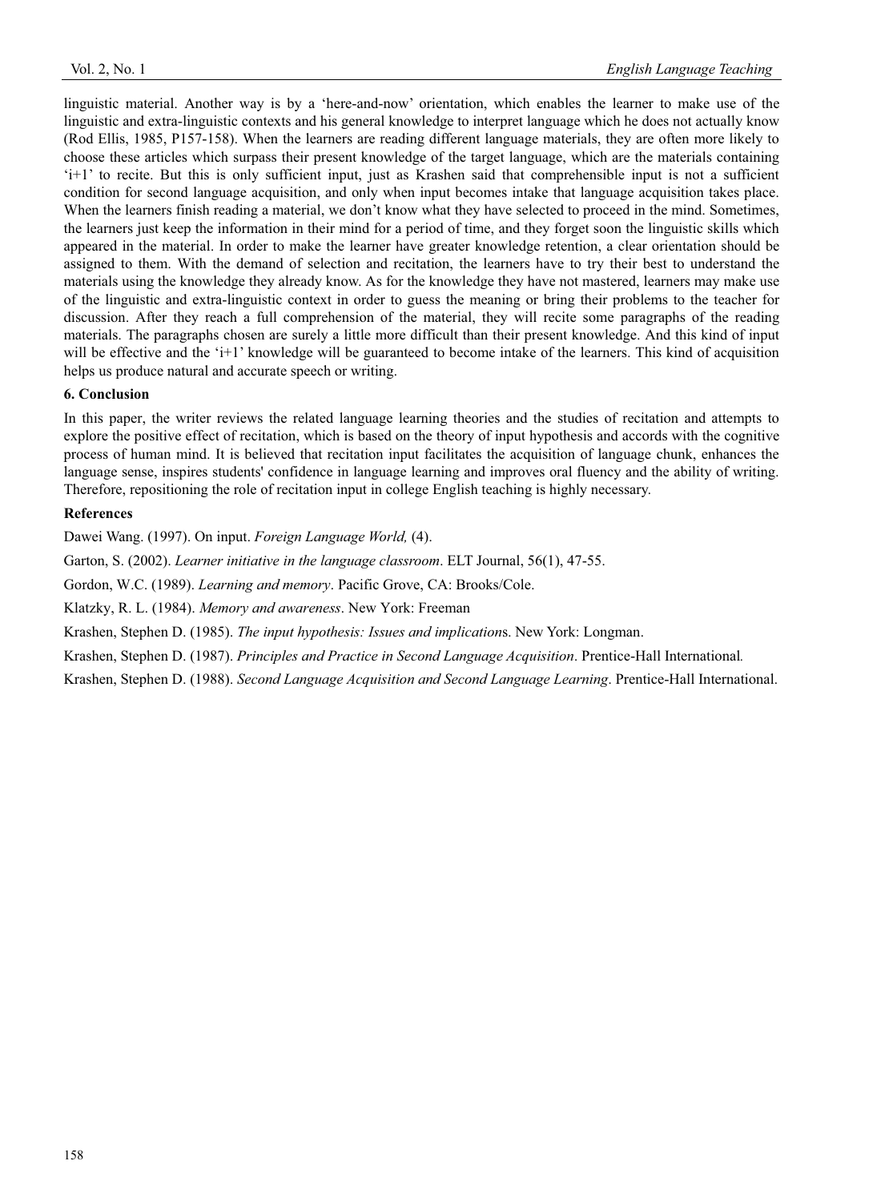linguistic material. Another way is by a 'here-and-now' orientation, which enables the learner to make use of the linguistic and extra-linguistic contexts and his general knowledge to interpret language which he does not actually know (Rod Ellis, 1985, P157-158). When the learners are reading different language materials, they are often more likely to choose these articles which surpass their present knowledge of the target language, which are the materials containing 'i+1' to recite. But this is only sufficient input, just as Krashen said that comprehensible input is not a sufficient condition for second language acquisition, and only when input becomes intake that language acquisition takes place. When the learners finish reading a material, we don't know what they have selected to proceed in the mind. Sometimes, the learners just keep the information in their mind for a period of time, and they forget soon the linguistic skills which appeared in the material. In order to make the learner have greater knowledge retention, a clear orientation should be assigned to them. With the demand of selection and recitation, the learners have to try their best to understand the materials using the knowledge they already know. As for the knowledge they have not mastered, learners may make use of the linguistic and extra-linguistic context in order to guess the meaning or bring their problems to the teacher for discussion. After they reach a full comprehension of the material, they will recite some paragraphs of the reading materials. The paragraphs chosen are surely a little more difficult than their present knowledge. And this kind of input will be effective and the 'i+1' knowledge will be guaranteed to become intake of the learners. This kind of acquisition helps us produce natural and accurate speech or writing.

**6. Conclusion**

In this paper, the writer reviews the related language learning theories and the studies of recitation and attempts to explore the positive effect of recitation, which is based on the theory of input hypothesis and accords with the cognitive process of human mind. It is believed that recitation input facilitates the acquisition of language chunk, enhances the language sense, inspires students' confidence in language learning and improves oral fluency and the ability of writing. Therefore, repositioning the role of recitation input in college English teaching is highly necessary.

**References**

Dawei Wang. (1997). On input. *Foreign Language World,* (4).

Garton, S. (2002). *Learner initiative in the language classroom*. ELT Journal, 56(1), 47-55.

Gordon, W.C. (1989). *Learning and memory*. Pacific Grove, CA: Brooks/Cole.

Klatzky, R. L. (1984). *Memory and awareness*. New York: Freeman

Krashen, Stephen D. (1985). *The input hypothesis: Issues and implications*. New York: Longman.

Krashen, Stephen D. (1987). *Principles and Practice in Second Language Acquisition*. Prentice-Hall International.

Krashen, Stephen D. (1988). *Second Language Acquisition and Second Language Learning*. Prentice-Hall International.